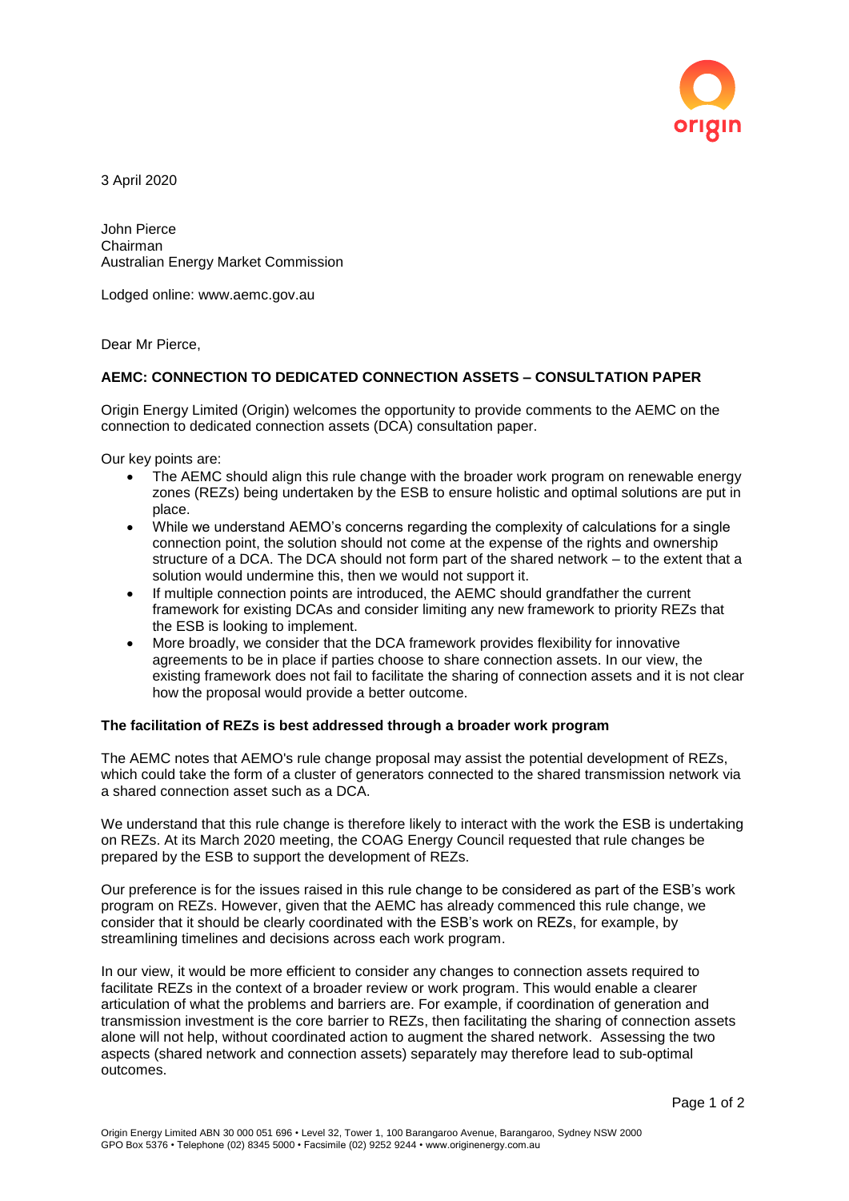3 April 2020

John Pierce
Chairman
Australian Energy Market Commission

Lodged online: www.aemc.gov.au

Dear Mr Pierce,

**AEMC: CONNECTION TO DEDICATED CONNECTION ASSETS – CONSULTATION PAPER**

Origin Energy Limited (Origin) welcomes the opportunity to provide comments to the AEMC on the connection to dedicated connection assets (DCA) consultation paper.

Our key points are:

- The AEMC should align this rule change with the broader work program on renewable energy zones (REZs) being undertaken by the ESB to ensure holistic and optimal solutions are put in place.
- While we understand AEMO's concerns regarding the complexity of calculations for a single connection point, the solution should not come at the expense of the rights and ownership structure of a DCA. The DCA should not form part of the shared network – to the extent that a solution would undermine this, then we would not support it.
- If multiple connection points are introduced, the AEMC should grandfather the current framework for existing DCAs and consider limiting any new framework to priority REZs that the ESB is looking to implement.
- More broadly, we consider that the DCA framework provides flexibility for innovative agreements to be in place if parties choose to share connection assets. In our view, the existing framework does not fail to facilitate the sharing of connection assets and it is not clear how the proposal would provide a better outcome.

**The facilitation of REZs is best addressed through a broader work program**

The AEMC notes that AEMO's rule change proposal may assist the potential development of REZs, which could take the form of a cluster of generators connected to the shared transmission network via a shared connection asset such as a DCA.

We understand that this rule change is therefore likely to interact with the work the ESB is undertaking on REZs. At its March 2020 meeting, the COAG Energy Council requested that rule changes be prepared by the ESB to support the development of REZs.

Our preference is for the issues raised in this rule change to be considered as part of the ESB's work program on REZs. However, given that the AEMC has already commenced this rule change, we consider that it should be clearly coordinated with the ESB's work on REZs, for example, by streamlining timelines and decisions across each work program.

In our view, it would be more efficient to consider any changes to connection assets required to facilitate REZs in the context of a broader review or work program. This would enable a clearer articulation of what the problems and barriers are. For example, if coordination of generation and transmission investment is the core barrier to REZs, then facilitating the sharing of connection assets alone will not help, without coordinated action to augment the shared network. Assessing the two aspects (shared network and connection assets) separately may therefore lead to sub-optimal outcomes.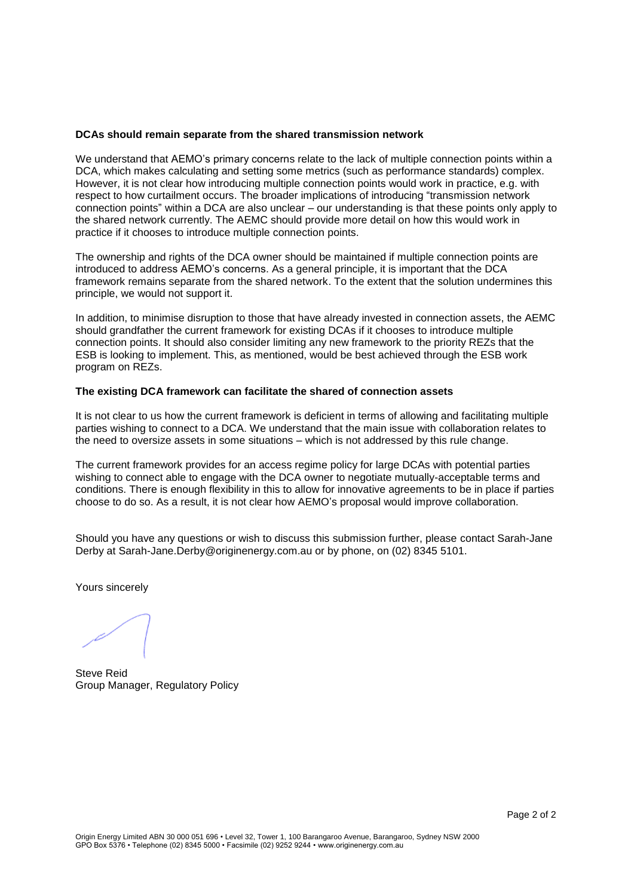**DCAs should remain separate from the shared transmission network**

We understand that AEMO's primary concerns relate to the lack of multiple connection points within a DCA, which makes calculating and setting some metrics (such as performance standards) complex. However, it is not clear how introducing multiple connection points would work in practice, e.g. with respect to how curtailment occurs. The broader implications of introducing "transmission network connection points" within a DCA are also unclear – our understanding is that these points only apply to the shared network currently. The AEMC should provide more detail on how this would work in practice if it chooses to introduce multiple connection points.

The ownership and rights of the DCA owner should be maintained if multiple connection points are introduced to address AEMO's concerns. As a general principle, it is important that the DCA framework remains separate from the shared network. To the extent that the solution undermines this principle, we would not support it.

In addition, to minimise disruption to those that have already invested in connection assets, the AEMC should grandfather the current framework for existing DCAs if it chooses to introduce multiple connection points. It should also consider limiting any new framework to the priority REZs that the ESB is looking to implement. This, as mentioned, would be best achieved through the ESB work program on REZs.

**The existing DCA framework can facilitate the shared of connection assets**

It is not clear to us how the current framework is deficient in terms of allowing and facilitating multiple parties wishing to connect to a DCA. We understand that the main issue with collaboration relates to the need to oversize assets in some situations – which is not addressed by this rule change.

The current framework provides for an access regime policy for large DCAs with potential parties wishing to connect able to engage with the DCA owner to negotiate mutually-acceptable terms and conditions. There is enough flexibility in this to allow for innovative agreements to be in place if parties choose to do so. As a result, it is not clear how AEMO's proposal would improve collaboration.

Should you have any questions or wish to discuss this submission further, please contact Sarah-Jane Derby at Sarah-Jane.Derby@originenergy.com.au or by phone, on (02) 8345 5101.

Yours sincerely

Steve Reid
Group Manager, Regulatory Policy

Origin Energy Limited ABN 30 000 051 696 • Level 32, Tower 1, 100 Barangaroo Avenue, Barangaroo, Sydney NSW 2000
GPO Box 5376 • Telephone (02) 8345 5000 • Facsimile (02) 9252 9244 • www.originenergy.com.au